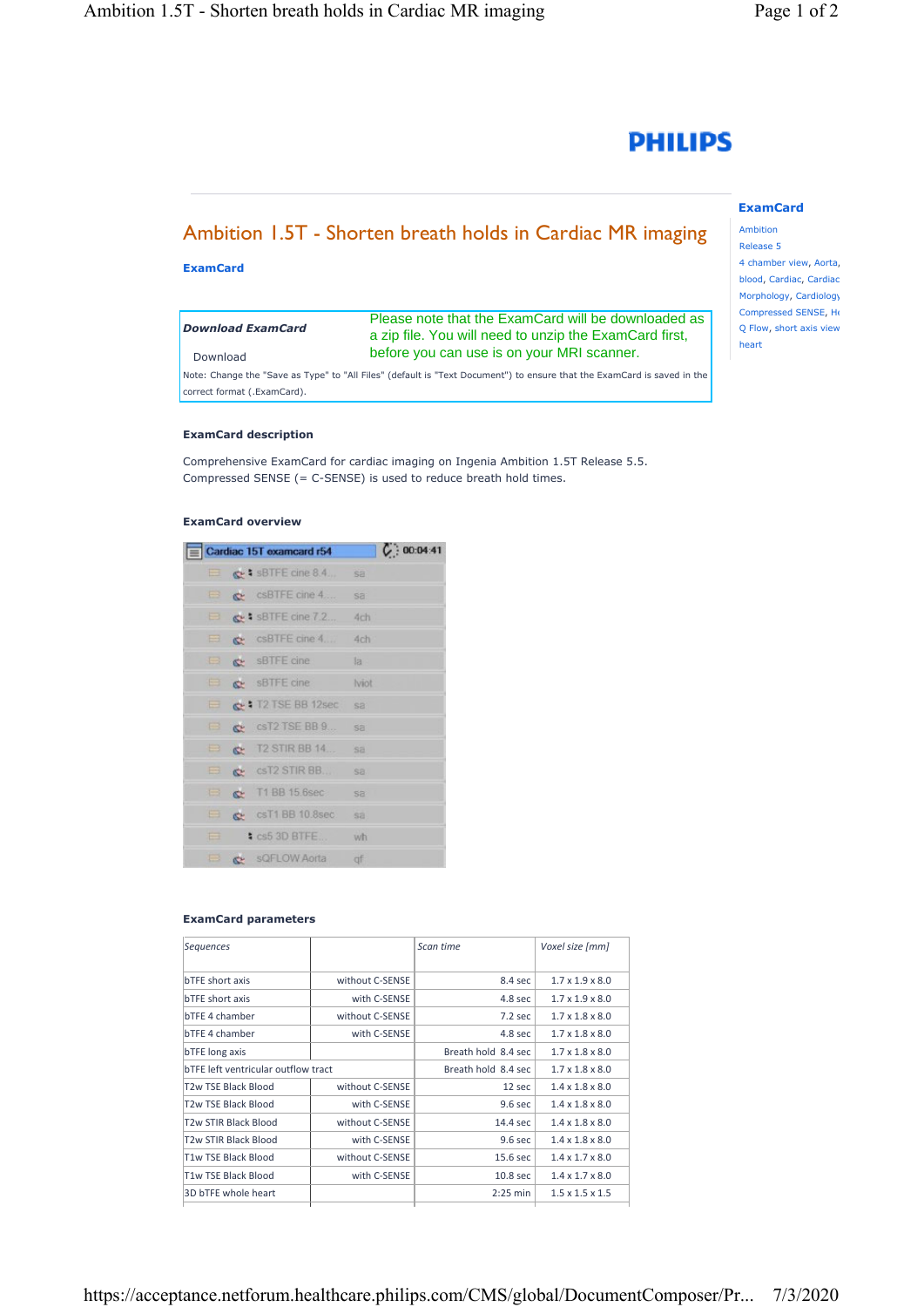PHILIPS

# Ambition 1.5T - Shorten breath holds in Cardiac MR imaging

**ExamCard**

| **Download ExamCard** | Please note that the ExamCard will be downloaded as a zip file. You will need to unzip the ExamCard first, before you can use is on your MRI scanner. |
|---|---|
| Download | |

Note: Change the "Save as Type" to "All Files" (default is "Text Document") to ensure that the ExamCard is saved in the correct format (.ExamCard).

**ExamCard**

Ambition
Release 5
4 chamber view, Aorta, blood, Cardiac, Cardiac Morphology, Cardiology, Compressed SENSE, He Q Flow, short axis view heart

### ExamCard description

Comprehensive ExamCard for cardiac imaging on Ingenia Ambition 1.5T Release 5.5.
Compressed SENSE (= C-SENSE) is used to reduce breath hold times.

### ExamCard overview

Cardiac 15T examcard r54 — 00:04:41

- sBTFE cine 8.4... sa
- csBTFE cine 4... sa
- sBTFE cine 7.2... 4ch
- csBTFE cine 4... 4ch
- sBTFE cine la
- sBTFE cine lviot
- T2 TSE BB 12sec sa
- csT2 TSE BB 9... sa
- T2 STIR BB 14... sa
- csT2 STIR BB... sa
- T1 BB 15.6sec sa
- csT1 BB 10.8sec sa
- cs5 3D BTFE... wh
- sQFLOW Aorta qf

### ExamCard parameters

| *Sequences* | | *Scan time* | *Voxel size [mm]* |
|---|---|---|---|
| bTFE short axis | without C-SENSE | 8.4 sec | 1.7 x 1.9 x 8.0 |
| bTFE short axis | with C-SENSE | 4.8 sec | 1.7 x 1.9 x 8.0 |
| bTFE 4 chamber | without C-SENSE | 7.2 sec | 1.7 x 1.8 x 8.0 |
| bTFE 4 chamber | with C-SENSE | 4.8 sec | 1.7 x 1.8 x 8.0 |
| bTFE long axis | | Breath hold 8.4 sec | 1.7 x 1.8 x 8.0 |
| bTFE left ventricular outflow tract | | Breath hold 8.4 sec | 1.7 x 1.8 x 8.0 |
| T2w TSE Black Blood | without C-SENSE | 12 sec | 1.4 x 1.8 x 8.0 |
| T2w TSE Black Blood | with C-SENSE | 9.6 sec | 1.4 x 1.8 x 8.0 |
| T2w STIR Black Blood | without C-SENSE | 14.4 sec | 1.4 x 1.8 x 8.0 |
| T2w STIR Black Blood | with C-SENSE | 9.6 sec | 1.4 x 1.8 x 8.0 |
| T1w TSE Black Blood | without C-SENSE | 15.6 sec | 1.4 x 1.7 x 8.0 |
| T1w TSE Black Blood | with C-SENSE | 10.8 sec | 1.4 x 1.7 x 8.0 |
| 3D bTFE whole heart | | 2:25 min | 1.5 x 1.5 x 1.5 |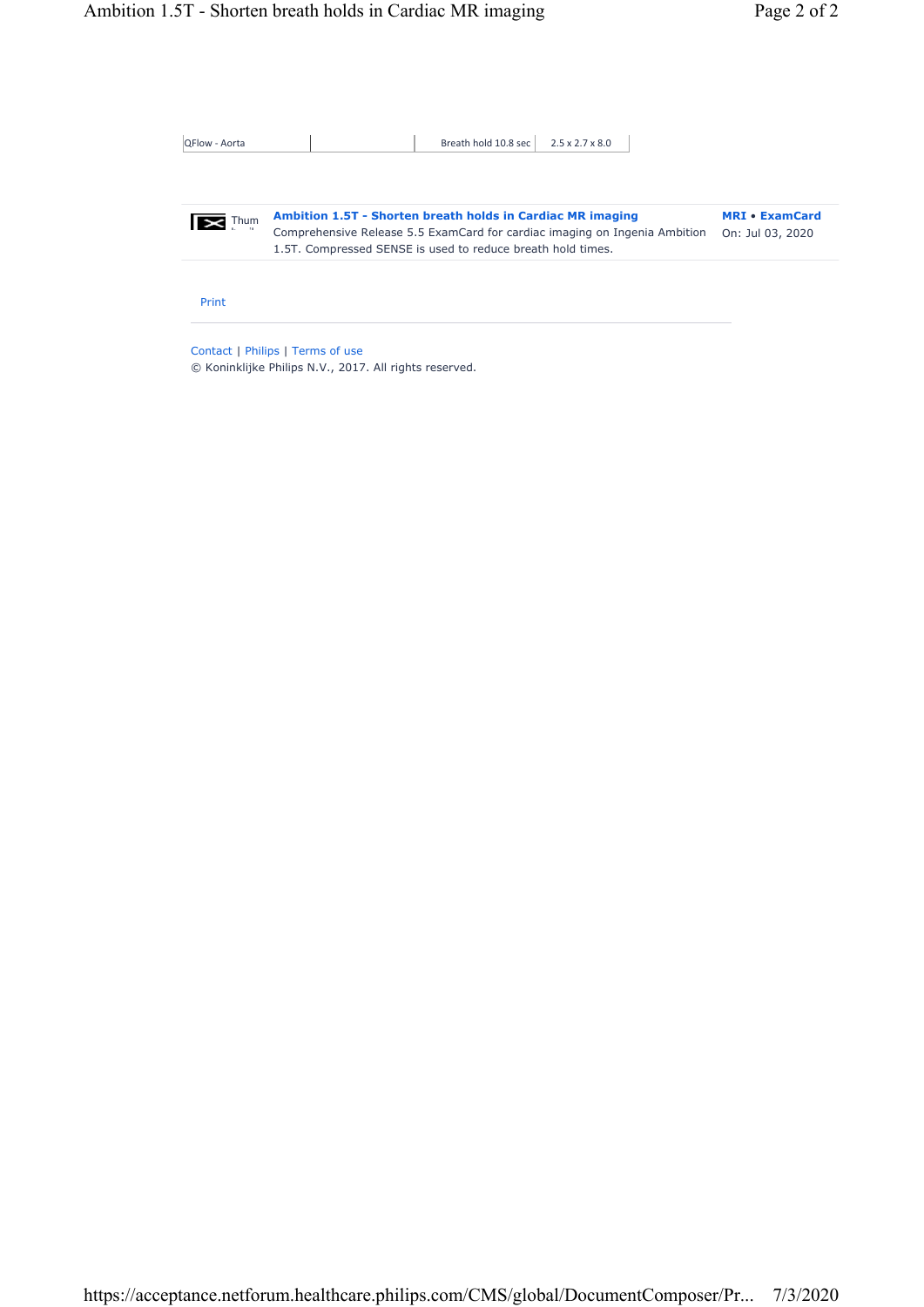| | | | |
|---|---|---|---|
| QFlow - Aorta | | Breath hold 10.8 sec | 2.5 x 2.7 x 8.0 |

Thum

**Ambition 1.5T - Shorten breath holds in Cardiac MR imaging**
Comprehensive Release 5.5 ExamCard for cardiac imaging on Ingenia Ambition 1.5T. Compressed SENSE is used to reduce breath hold times.

**MRI** • **ExamCard**
On: Jul 03, 2020

Print

Contact | Philips | Terms of use
© Koninklijke Philips N.V., 2017. All rights reserved.